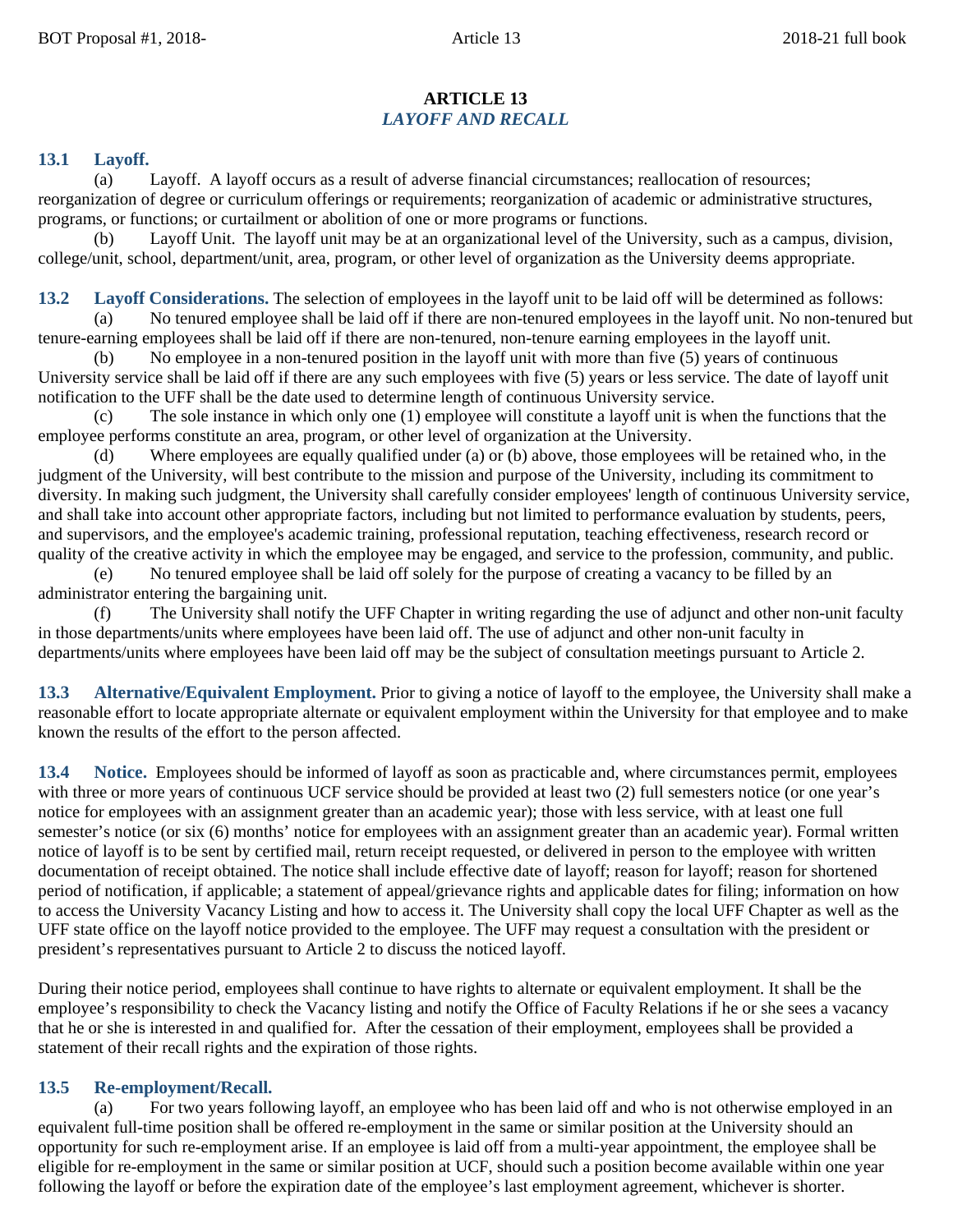# ARTICLE 13
## *LAYOFF AND RECALL*

### 13.1 Layoff.

(a) Layoff. A layoff occurs as a result of adverse financial circumstances; reallocation of resources; reorganization of degree or curriculum offerings or requirements; reorganization of academic or administrative structures, programs, or functions; or curtailment or abolition of one or more programs or functions.

(b) Layoff Unit. The layoff unit may be at an organizational level of the University, such as a campus, division, college/unit, school, department/unit, area, program, or other level of organization as the University deems appropriate.

**13.2 Layoff Considerations.** The selection of employees in the layoff unit to be laid off will be determined as follows:

(a) No tenured employee shall be laid off if there are non-tenured employees in the layoff unit. No non-tenured but tenure-earning employees shall be laid off if there are non-tenured, non-tenure earning employees in the layoff unit.

(b) No employee in a non-tenured position in the layoff unit with more than five (5) years of continuous University service shall be laid off if there are any such employees with five (5) years or less service. The date of layoff unit notification to the UFF shall be the date used to determine length of continuous University service.

(c) The sole instance in which only one (1) employee will constitute a layoff unit is when the functions that the employee performs constitute an area, program, or other level of organization at the University.

(d) Where employees are equally qualified under (a) or (b) above, those employees will be retained who, in the judgment of the University, will best contribute to the mission and purpose of the University, including its commitment to diversity. In making such judgment, the University shall carefully consider employees' length of continuous University service, and shall take into account other appropriate factors, including but not limited to performance evaluation by students, peers, and supervisors, and the employee's academic training, professional reputation, teaching effectiveness, research record or quality of the creative activity in which the employee may be engaged, and service to the profession, community, and public.

(e) No tenured employee shall be laid off solely for the purpose of creating a vacancy to be filled by an administrator entering the bargaining unit.

(f) The University shall notify the UFF Chapter in writing regarding the use of adjunct and other non-unit faculty in those departments/units where employees have been laid off. The use of adjunct and other non-unit faculty in departments/units where employees have been laid off may be the subject of consultation meetings pursuant to Article 2.

**13.3 Alternative/Equivalent Employment.** Prior to giving a notice of layoff to the employee, the University shall make a reasonable effort to locate appropriate alternate or equivalent employment within the University for that employee and to make known the results of the effort to the person affected.

**13.4 Notice.** Employees should be informed of layoff as soon as practicable and, where circumstances permit, employees with three or more years of continuous UCF service should be provided at least two (2) full semesters notice (or one year's notice for employees with an assignment greater than an academic year); those with less service, with at least one full semester's notice (or six (6) months' notice for employees with an assignment greater than an academic year). Formal written notice of layoff is to be sent by certified mail, return receipt requested, or delivered in person to the employee with written documentation of receipt obtained. The notice shall include effective date of layoff; reason for layoff; reason for shortened period of notification, if applicable; a statement of appeal/grievance rights and applicable dates for filing; information on how to access the University Vacancy Listing and how to access it. The University shall copy the local UFF Chapter as well as the UFF state office on the layoff notice provided to the employee. The UFF may request a consultation with the president or president's representatives pursuant to Article 2 to discuss the noticed layoff.

During their notice period, employees shall continue to have rights to alternate or equivalent employment. It shall be the employee's responsibility to check the Vacancy listing and notify the Office of Faculty Relations if he or she sees a vacancy that he or she is interested in and qualified for. After the cessation of their employment, employees shall be provided a statement of their recall rights and the expiration of those rights.

### 13.5 Re-employment/Recall.

(a) For two years following layoff, an employee who has been laid off and who is not otherwise employed in an equivalent full-time position shall be offered re-employment in the same or similar position at the University should an opportunity for such re-employment arise. If an employee is laid off from a multi-year appointment, the employee shall be eligible for re-employment in the same or similar position at UCF, should such a position become available within one year following the layoff or before the expiration date of the employee's last employment agreement, whichever is shorter.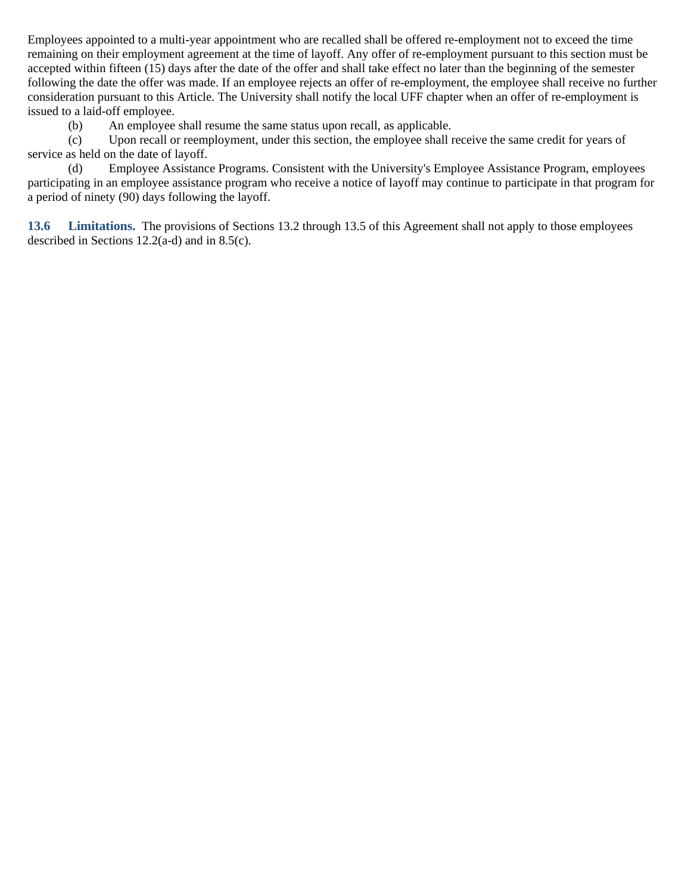Employees appointed to a multi-year appointment who are recalled shall be offered re-employment not to exceed the time remaining on their employment agreement at the time of layoff. Any offer of re-employment pursuant to this section must be accepted within fifteen (15) days after the date of the offer and shall take effect no later than the beginning of the semester following the date the offer was made. If an employee rejects an offer of re-employment, the employee shall receive no further consideration pursuant to this Article. The University shall notify the local UFF chapter when an offer of re-employment is issued to a laid-off employee.

(b) An employee shall resume the same status upon recall, as applicable.

(c) Upon recall or reemployment, under this section, the employee shall receive the same credit for years of service as held on the date of layoff.

(d) Employee Assistance Programs. Consistent with the University's Employee Assistance Program, employees participating in an employee assistance program who receive a notice of layoff may continue to participate in that program for a period of ninety (90) days following the layoff.

**13.6 Limitations.** The provisions of Sections 13.2 through 13.5 of this Agreement shall not apply to those employees described in Sections 12.2(a-d) and in 8.5(c).